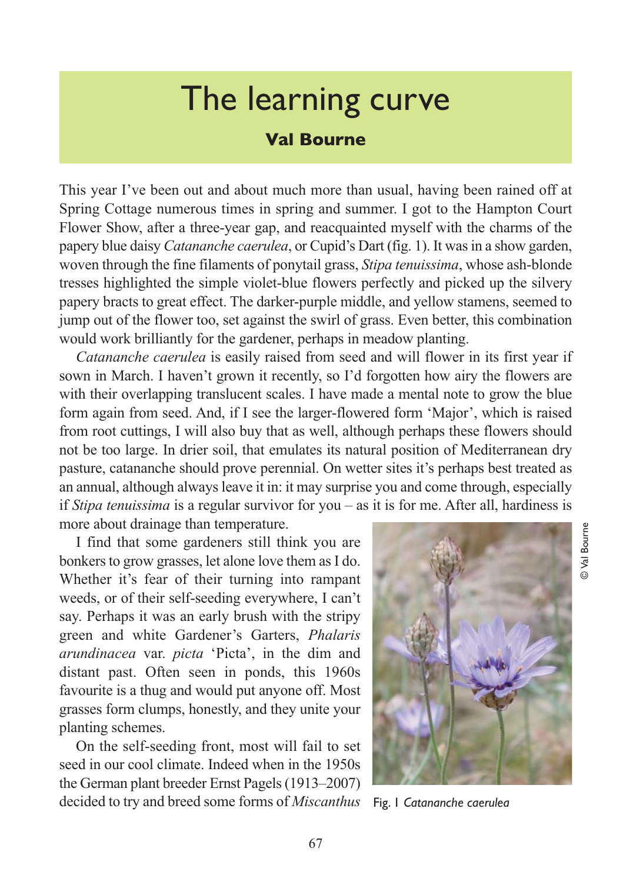# The learning curve

## Val Bourne

This year I've been out and about much more than usual, having been rained off at Spring Cottage numerous times in spring and summer. I got to the Hampton Court Flower Show, after a three-year gap, and reacquainted myself with the charms of the papery blue daisy *Catananche caerulea*, or Cupid's Dart (fig. 1). It was in a show garden, woven through the fine filaments of ponytail grass, *Stipa tenuissima*, whose ash-blonde tresses highlighted the simple violet-blue flowers perfectly and picked up the silvery papery bracts to great effect. The darker-purple middle, and yellow stamens, seemed to jump out of the flower too, set against the swirl of grass. Even better, this combination would work brilliantly for the gardener, perhaps in meadow planting.

*Catananche caerulea* is easily raised from seed and will flower in its first year if sown in March. I haven't grown it recently, so I'd forgotten how airy the flowers are with their overlapping translucent scales. I have made a mental note to grow the blue form again from seed. And, if I see the larger-flowered form 'Major', which is raised from root cuttings, I will also buy that as well, although perhaps these flowers should not be too large. In drier soil, that emulates its natural position of Mediterranean dry pasture, catananche should prove perennial. On wetter sites it's perhaps best treated as an annual, although always leave it in: it may surprise you and come through, especially if *Stipa tenuissima* is a regular survivor for you – as it is for me. After all, hardiness is more about drainage than temperature.

I find that some gardeners still think you are bonkers to grow grasses, let alone love them as I do. Whether it's fear of their turning into rampant weeds, or of their self-seeding everywhere, I can't say. Perhaps it was an early brush with the stripy green and white Gardener's Garters, *Phalaris arundinacea* var. *picta* 'Picta', in the dim and distant past. Often seen in ponds, this 1960s favourite is a thug and would put anyone off. Most grasses form clumps, honestly, and they unite your planting schemes.

On the self-seeding front, most will fail to set seed in our cool climate. Indeed when in the 1950s the German plant breeder Ernst Pagels (1913–2007) decided to try and breed some forms of *Miscanthus*

© Val Bourne

Fig. 1 *Catananche caerulea*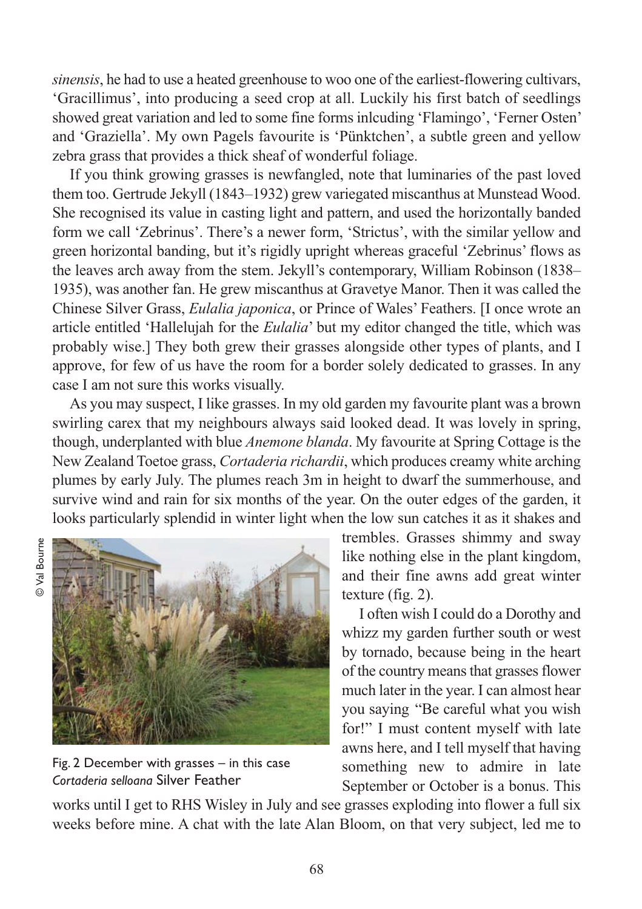*sinensis*, he had to use a heated greenhouse to woo one of the earliest-flowering cultivars, 'Gracillimus', into producing a seed crop at all. Luckily his first batch of seedlings showed great variation and led to some fine forms inlcuding 'Flamingo', 'Ferner Osten' and 'Graziella'. My own Pagels favourite is 'Pünktchen', a subtle green and yellow zebra grass that provides a thick sheaf of wonderful foliage.

If you think growing grasses is newfangled, note that luminaries of the past loved them too. Gertrude Jekyll (1843–1932) grew variegated miscanthus at Munstead Wood. She recognised its value in casting light and pattern, and used the horizontally banded form we call 'Zebrinus'. There's a newer form, 'Strictus', with the similar yellow and green horizontal banding, but it's rigidly upright whereas graceful 'Zebrinus' flows as the leaves arch away from the stem. Jekyll's contemporary, William Robinson (1838–1935), was another fan. He grew miscanthus at Gravetye Manor. Then it was called the Chinese Silver Grass, *Eulalia japonica*, or Prince of Wales' Feathers. [I once wrote an article entitled 'Hallelujah for the *Eulalia*' but my editor changed the title, which was probably wise.] They both grew their grasses alongside other types of plants, and I approve, for few of us have the room for a border solely dedicated to grasses. In any case I am not sure this works visually.

As you may suspect, I like grasses. In my old garden my favourite plant was a brown swirling carex that my neighbours always said looked dead. It was lovely in spring, though, underplanted with blue *Anemone blanda*. My favourite at Spring Cottage is the New Zealand Toetoe grass, *Cortaderia richardii*, which produces creamy white arching plumes by early July. The plumes reach 3m in height to dwarf the summerhouse, and survive wind and rain for six months of the year. On the outer edges of the garden, it looks particularly splendid in winter light when the low sun catches it as it shakes and trembles. Grasses shimmy and sway like nothing else in the plant kingdom, and their fine awns add great winter texture (fig. 2).

© Val Bourne

Fig. 2 December with grasses – in this case *Cortaderia selloana* Silver Feather

I often wish I could do a Dorothy and whizz my garden further south or west by tornado, because being in the heart of the country means that grasses flower much later in the year. I can almost hear you saying "Be careful what you wish for!" I must content myself with late awns here, and I tell myself that having something new to admire in late September or October is a bonus. This works until I get to RHS Wisley in July and see grasses exploding into flower a full six weeks before mine. A chat with the late Alan Bloom, on that very subject, led me to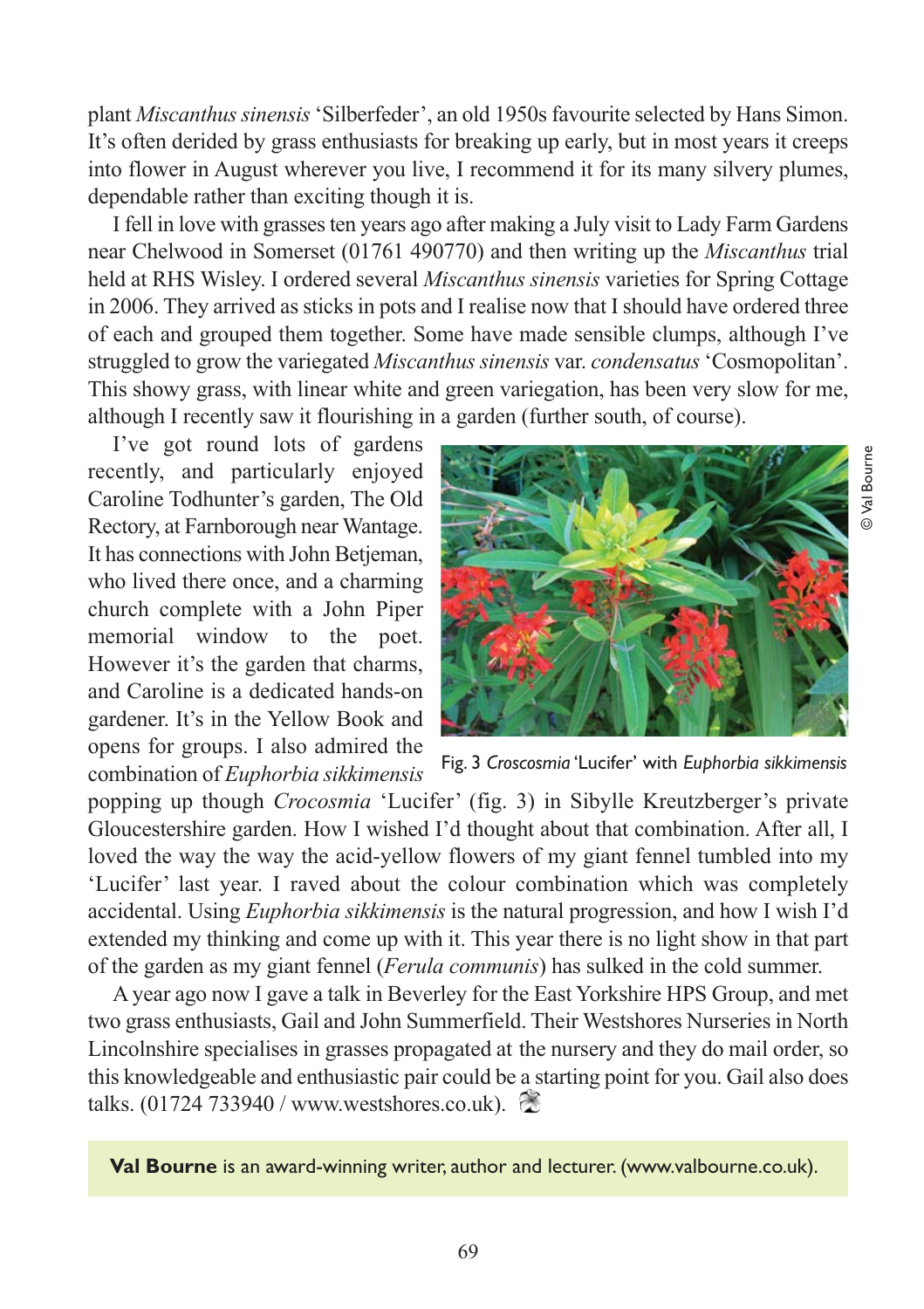plant *Miscanthus sinensis* 'Silberfeder', an old 1950s favourite selected by Hans Simon. It's often derided by grass enthusiasts for breaking up early, but in most years it creeps into flower in August wherever you live, I recommend it for its many silvery plumes, dependable rather than exciting though it is.

I fell in love with grasses ten years ago after making a July visit to Lady Farm Gardens near Chelwood in Somerset (01761 490770) and then writing up the *Miscanthus* trial held at RHS Wisley. I ordered several *Miscanthus sinensis* varieties for Spring Cottage in 2006. They arrived as sticks in pots and I realise now that I should have ordered three of each and grouped them together. Some have made sensible clumps, although I've struggled to grow the variegated *Miscanthus sinensis* var. *condensatus* 'Cosmopolitan'. This showy grass, with linear white and green variegation, has been very slow for me, although I recently saw it flourishing in a garden (further south, of course).

I've got round lots of gardens recently, and particularly enjoyed Caroline Todhunter's garden, The Old Rectory, at Farnborough near Wantage. It has connections with John Betjeman, who lived there once, and a charming church complete with a John Piper memorial window to the poet. However it's the garden that charms, and Caroline is a dedicated hands-on gardener. It's in the Yellow Book and opens for groups. I also admired the combination of *Euphorbia sikkimensis* popping up though *Crocosmia* 'Lucifer' (fig. 3) in Sibylle Kreutzberger's private Gloucestershire garden. How I wished I'd thought about that combination. After all, I loved the way the way the acid-yellow flowers of my giant fennel tumbled into my 'Lucifer' last year. I raved about the colour combination which was completely accidental. Using *Euphorbia sikkimensis* is the natural progression, and how I wish I'd extended my thinking and come up with it. This year there is no light show in that part of the garden as my giant fennel (*Ferula communis*) has sulked in the cold summer.

© Val Bourne

Fig. 3 *Croscosmia* 'Lucifer' with *Euphorbia sikkimensis*

A year ago now I gave a talk in Beverley for the East Yorkshire HPS Group, and met two grass enthusiasts, Gail and John Summerfield. Their Westshores Nurseries in North Lincolnshire specialises in grasses propagated at the nursery and they do mail order, so this knowledgeable and enthusiastic pair could be a starting point for you. Gail also does talks. (01724 733940 / www.westshores.co.uk).

**Val Bourne** is an award-winning writer, author and lecturer. (www.valbourne.co.uk).